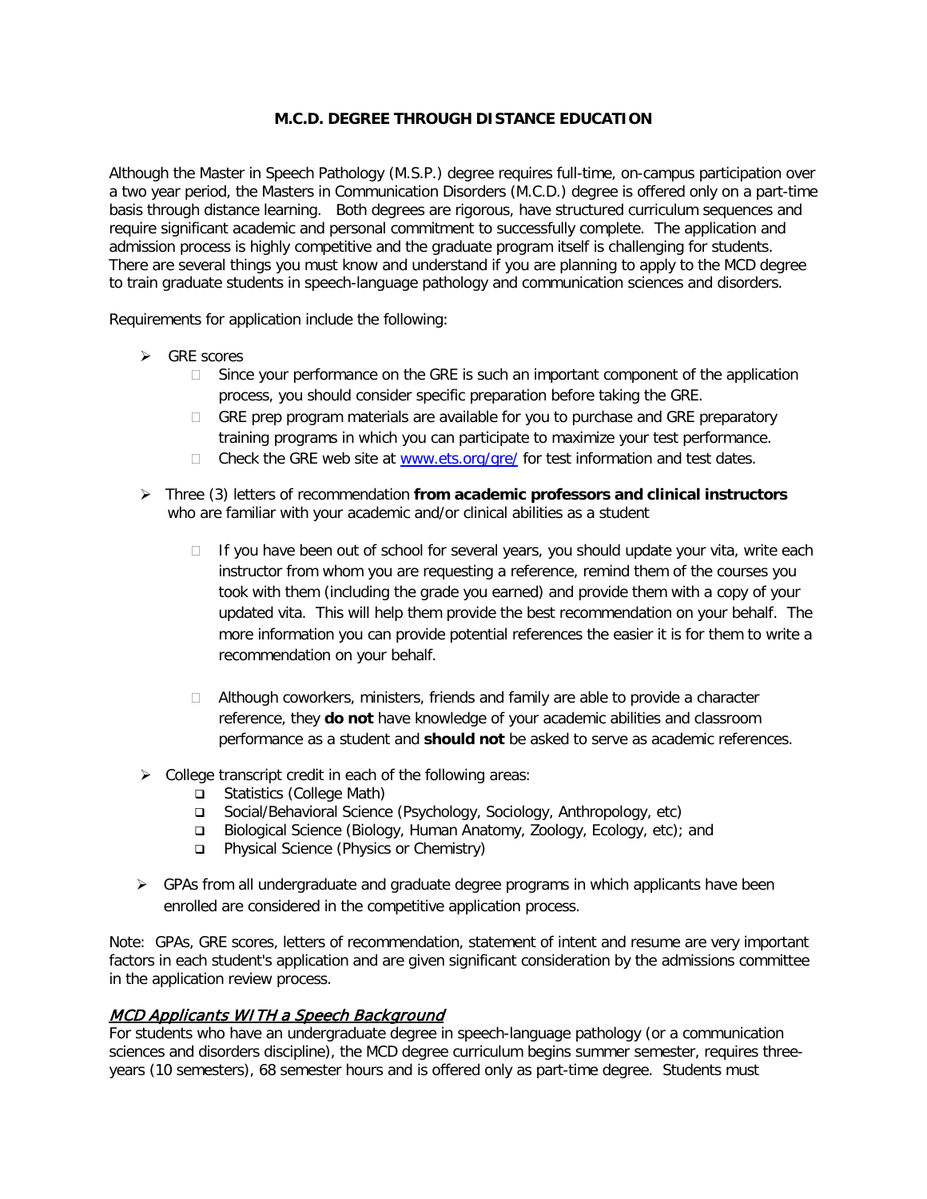# M.C.D. DEGREE THROUGH DISTANCE EDUCATION

Although the Master in Speech Pathology (M.S.P.) degree requires full-time, on-campus participation over a two year period, the Masters in Communication Disorders (M.C.D.) degree is offered only on a part-time basis through distance learning. Both degrees are rigorous, have structured curriculum sequences and require significant academic and personal commitment to successfully complete. The application and admission process is highly competitive and the graduate program itself is challenging for students. There are several things you must know and understand if you are planning to apply to the MCD degree to train graduate students in speech-language pathology and communication sciences and disorders.

Requirements for application include the following:

- GRE scores
  - Since your performance on the GRE is such an important component of the application process, you should consider specific preparation before taking the GRE.
  - GRE prep program materials are available for you to purchase and GRE preparatory training programs in which you can participate to maximize your test performance.
  - Check the GRE web site at [www.ets.org/gre/](www.ets.org/gre/) for test information and test dates.
- Three (3) letters of recommendation **from academic professors and clinical instructors** who are familiar with your academic and/or clinical abilities as a student
  - If you have been out of school for several years, you should update your vita, write each instructor from whom you are requesting a reference, remind them of the courses you took with them (including the grade you earned) and provide them with a copy of your updated vita. This will help them provide the best recommendation on your behalf. The more information you can provide potential references the easier it is for them to write a recommendation on your behalf.
  - Although coworkers, ministers, friends and family are able to provide a character reference, they **do not** have knowledge of your academic abilities and classroom performance as a student and **should not** be asked to serve as academic references.
- College transcript credit in each of the following areas:
  - Statistics (College Math)
  - Social/Behavioral Science (Psychology, Sociology, Anthropology, etc)
  - Biological Science (Biology, Human Anatomy, Zoology, Ecology, etc); and
  - Physical Science (Physics or Chemistry)
- GPAs from all undergraduate and graduate degree programs in which applicants have been enrolled are considered in the competitive application process.

Note: GPAs, GRE scores, letters of recommendation, statement of intent and resume are very important factors in each student's application and are given significant consideration by the admissions committee in the application review process.

## *MCD Applicants WITH a Speech Background*

For students who have an undergraduate degree in speech-language pathology (or a communication sciences and disorders discipline), the MCD degree curriculum begins summer semester, requires three-years (10 semesters), 68 semester hours and is offered only as part-time degree. Students must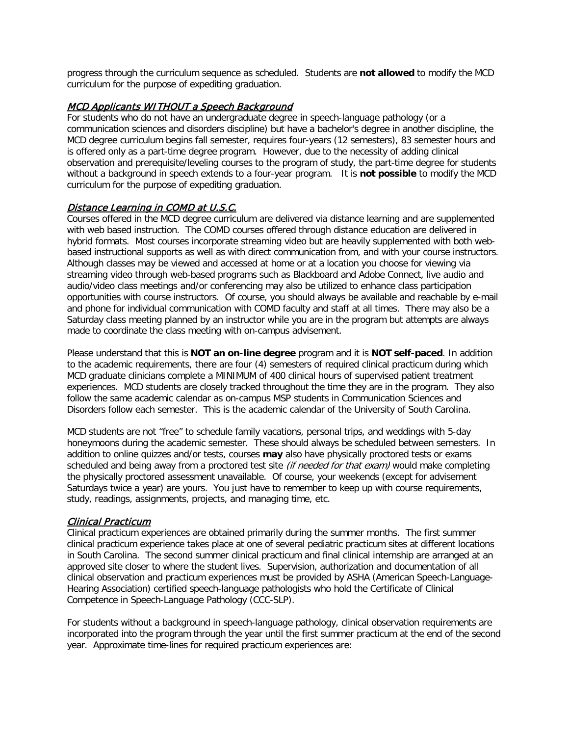progress through the curriculum sequence as scheduled. Students are **not allowed** to modify the MCD curriculum for the purpose of expediting graduation.

## *MCD Applicants WITHOUT a Speech Background*

For students who do not have an undergraduate degree in speech-language pathology (or a communication sciences and disorders discipline) but have a bachelor's degree in another discipline, the MCD degree curriculum begins fall semester, requires four-years (12 semesters), 83 semester hours and is offered only as a part-time degree program. However, due to the necessity of adding clinical observation and prerequisite/leveling courses to the program of study, the part-time degree for students without a background in speech extends to a four-year program. It is **not possible** to modify the MCD curriculum for the purpose of expediting graduation.

## *Distance Learning in COMD at U.S.C.*

Courses offered in the MCD degree curriculum are delivered via distance learning and are supplemented with web based instruction. The COMD courses offered through distance education are delivered in hybrid formats. Most courses incorporate streaming video but are heavily supplemented with both web-based instructional supports as well as with direct communication from, and with your course instructors. Although classes may be viewed and accessed at home or at a location you choose for viewing via streaming video through web-based programs such as Blackboard and Adobe Connect, live audio and audio/video class meetings and/or conferencing may also be utilized to enhance class participation opportunities with course instructors. Of course, you should always be available and reachable by e-mail and phone for individual communication with COMD faculty and staff at all times. There may also be a Saturday class meeting planned by an instructor while you are in the program but attempts are always made to coordinate the class meeting with on-campus advisement.

Please understand that this is **NOT an on-line degree** program and it is **NOT self-paced**. In addition to the academic requirements, there are four (4) semesters of required clinical practicum during which MCD graduate clinicians complete a MINIMUM of 400 clinical hours of supervised patient treatment experiences. MCD students are closely tracked throughout the time they are in the program. They also follow the same academic calendar as on-campus MSP students in Communication Sciences and Disorders follow each semester. This is the academic calendar of the University of South Carolina.

MCD students are not "free" to schedule family vacations, personal trips, and weddings with 5-day honeymoons during the academic semester. These should always be scheduled between semesters. In addition to online quizzes and/or tests, courses **may** also have physically proctored tests or exams scheduled and being away from a proctored test site *(if needed for that exam)* would make completing the physically proctored assessment unavailable. Of course, your weekends (except for advisement Saturdays twice a year) are yours. You just have to remember to keep up with course requirements, study, readings, assignments, projects, and managing time, etc.

## *Clinical Practicum*

Clinical practicum experiences are obtained primarily during the summer months. The first summer clinical practicum experience takes place at one of several pediatric practicum sites at different locations in South Carolina. The second summer clinical practicum and final clinical internship are arranged at an approved site closer to where the student lives. Supervision, authorization and documentation of all clinical observation and practicum experiences must be provided by ASHA (American Speech-Language-Hearing Association) certified speech-language pathologists who hold the Certificate of Clinical Competence in Speech-Language Pathology (CCC-SLP).

For students without a background in speech-language pathology, clinical observation requirements are incorporated into the program through the year until the first summer practicum at the end of the second year. Approximate time-lines for required practicum experiences are: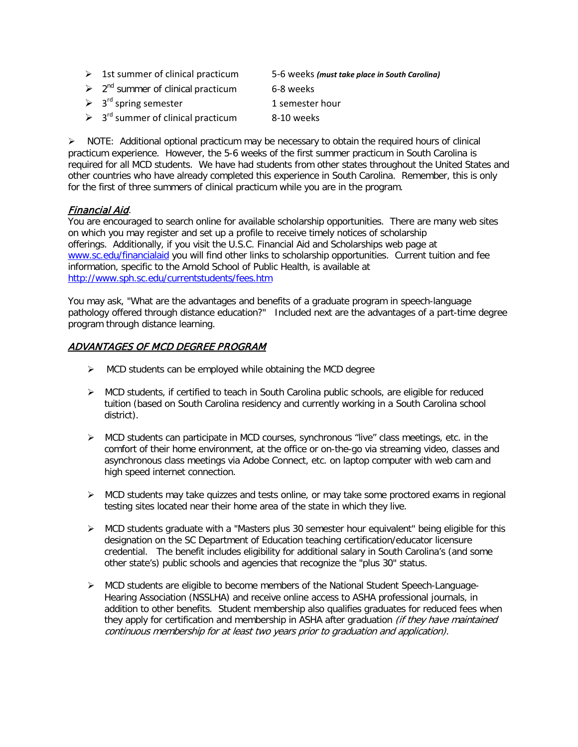- 1st summer of clinical practicum — 5-6 weeks ***(must take place in South Carolina)***
- 2nd summer of clinical practicum — 6-8 weeks
- 3rd spring semester — 1 semester hour
- 3rd summer of clinical practicum — 8-10 weeks

- NOTE: Additional optional practicum may be necessary to obtain the required hours of clinical practicum experience. However, the 5-6 weeks of the first summer practicum in South Carolina is required for all MCD students. We have had students from other states throughout the United States and other countries who have already completed this experience in South Carolina. Remember, this is only for the first of three summers of clinical practicum while you are in the program.

## *Financial Aid*.

You are encouraged to search online for available scholarship opportunities. There are many web sites on which you may register and set up a profile to receive timely notices of scholarship offerings. Additionally, if you visit the U.S.C. Financial Aid and Scholarships web page at [www.sc.edu/financialaid](www.sc.edu/financialaid) you will find other links to scholarship opportunities. Current tuition and fee information, specific to the Arnold School of Public Health, is available at [http://www.sph.sc.edu/currentstudents/fees.htm](http://www.sph.sc.edu/currentstudents/fees.htm)

You may ask, "What are the advantages and benefits of a graduate program in speech-language pathology offered through distance education?" Included next are the advantages of a part-time degree program through distance learning.

## *ADVANTAGES OF MCD DEGREE PROGRAM*

- MCD students can be employed while obtaining the MCD degree
- MCD students, if certified to teach in South Carolina public schools, are eligible for reduced tuition (based on South Carolina residency and currently working in a South Carolina school district).
- MCD students can participate in MCD courses, synchronous "live" class meetings, etc. in the comfort of their home environment, at the office or on-the-go via streaming video, classes and asynchronous class meetings via Adobe Connect, etc. on laptop computer with web cam and high speed internet connection.
- MCD students may take quizzes and tests online, or may take some proctored exams in regional testing sites located near their home area of the state in which they live.
- MCD students graduate with a "Masters plus 30 semester hour equivalent" being eligible for this designation on the SC Department of Education teaching certification/educator licensure credential. The benefit includes eligibility for additional salary in South Carolina's (and some other state's) public schools and agencies that recognize the "plus 30" status.
- MCD students are eligible to become members of the National Student Speech-Language-Hearing Association (NSSLHA) and receive online access to ASHA professional journals, in addition to other benefits. Student membership also qualifies graduates for reduced fees when they apply for certification and membership in ASHA after graduation *(if they have maintained continuous membership for at least two years prior to graduation and application).*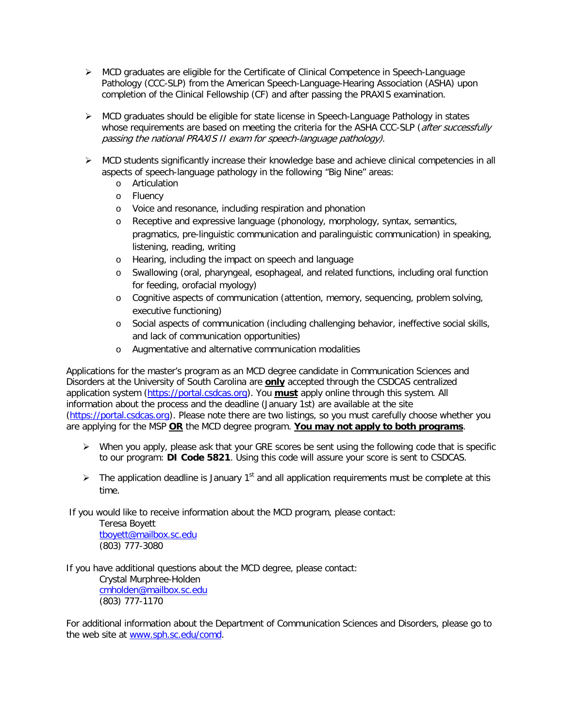- MCD graduates are eligible for the Certificate of Clinical Competence in Speech-Language Pathology (CCC-SLP) from the American Speech-Language-Hearing Association (ASHA) upon completion of the Clinical Fellowship (CF) and after passing the PRAXIS examination.

- MCD graduates should be eligible for state license in Speech-Language Pathology in states whose requirements are based on meeting the criteria for the ASHA CCC-SLP (*after successfully passing the national PRAXIS II exam for speech-language pathology)*.

- MCD students significantly increase their knowledge base and achieve clinical competencies in all aspects of speech-language pathology in the following "Big Nine" areas:
    - Articulation
    - Fluency
    - Voice and resonance, including respiration and phonation
    - Receptive and expressive language (phonology, morphology, syntax, semantics, pragmatics, pre-linguistic communication and paralinguistic communication) in speaking, listening, reading, writing
    - Hearing, including the impact on speech and language
    - Swallowing (oral, pharyngeal, esophageal, and related functions, including oral function for feeding, orofacial myology)
    - Cognitive aspects of communication (attention, memory, sequencing, problem solving, executive functioning)
    - Social aspects of communication (including challenging behavior, ineffective social skills, and lack of communication opportunities)
    - Augmentative and alternative communication modalities

Applications for the master's program as an MCD degree candidate in Communication Sciences and Disorders at the University of South Carolina are **only** accepted through the CSDCAS centralized application system (https://portal.csdcas.org). You **must** apply online through this system. All information about the process and the deadline (January 1st) are available at the site (https://portal.csdcas.org). Please note there are two listings, so you must carefully choose whether you are applying for the MSP **OR** the MCD degree program. **You may not apply to both programs**.

- When you apply, please ask that your GRE scores be sent using the following code that is specific to our program: **DI Code 5821**. Using this code will assure your score is sent to CSDCAS.

- The application deadline is January 1st and all application requirements must be complete at this time.

If you would like to receive information about the MCD program, please contact:
Teresa Boyett
tboyett@mailbox.sc.edu
(803) 777-3080

If you have additional questions about the MCD degree, please contact:
Crystal Murphree-Holden
cmholden@mailbox.sc.edu
(803) 777-1170

For additional information about the Department of Communication Sciences and Disorders, please go to the web site at www.sph.sc.edu/comd.